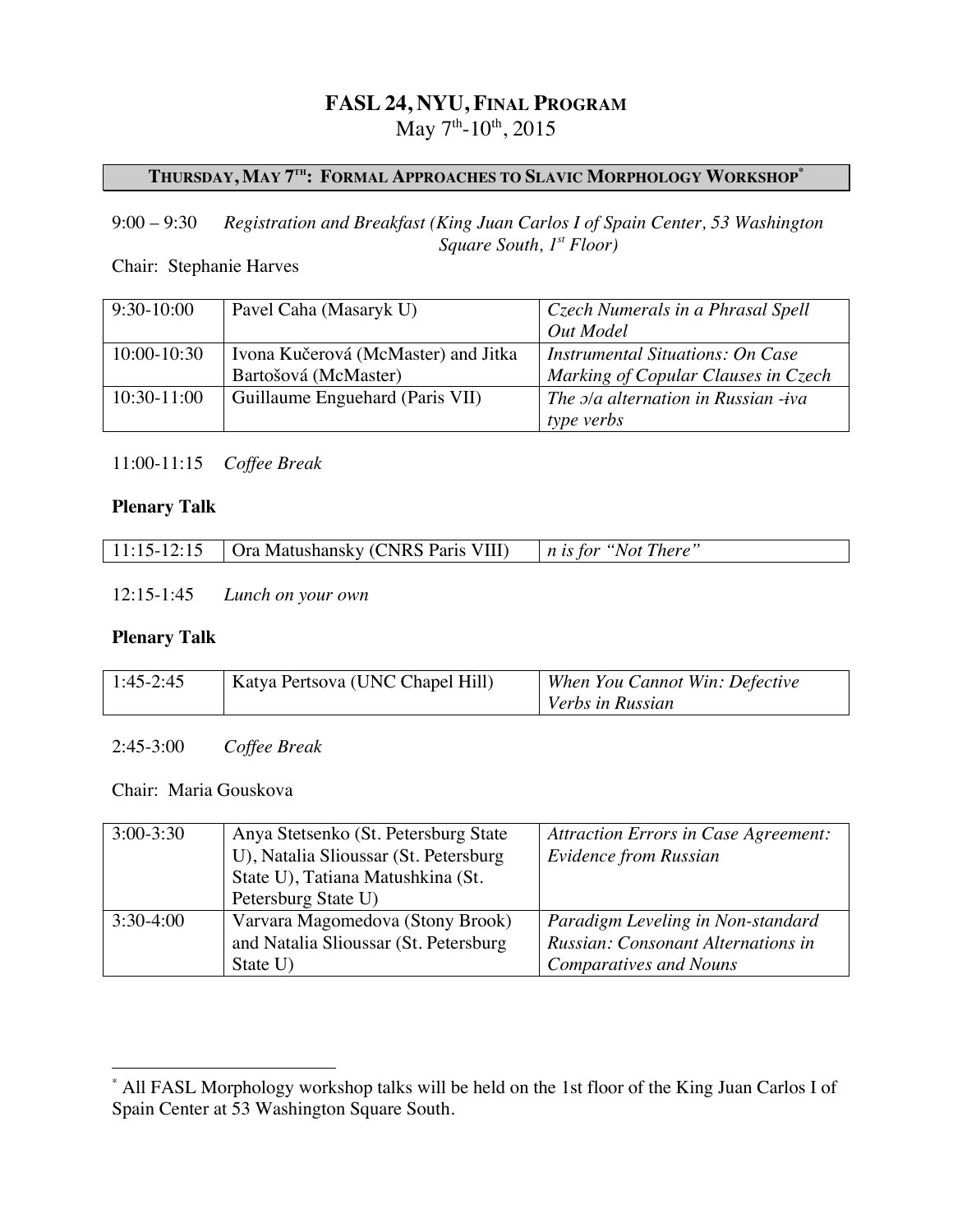# FASL 24, NYU, Final Program

May 7th-10th, 2015

## Thursday, May 7th: Formal Approaches to Slavic Morphology Workshop*

9:00 – 9:30 *Registration and Breakfast (King Juan Carlos I of Spain Center, 53 Washington Square South, 1st Floor)*

Chair: Stephanie Harves

| | | |
|---|---|---|
| 9:30-10:00 | Pavel Caha (Masaryk U) | *Czech Numerals in a Phrasal Spell Out Model* |
| 10:00-10:30 | Ivona Kučerová (McMaster) and Jitka Bartošová (McMaster) | *Instrumental Situations: On Case Marking of Copular Clauses in Czech* |
| 10:30-11:00 | Guillaume Enguehard (Paris VII) | *The ɔ/a alternation in Russian -ɨva type verbs* |

11:00-11:15 *Coffee Break*

**Plenary Talk**

| | | |
|---|---|---|
| 11:15-12:15 | Ora Matushansky (CNRS Paris VIII) | *n is for "Not There"* |

12:15-1:45 *Lunch on your own*

**Plenary Talk**

| | | |
|---|---|---|
| 1:45-2:45 | Katya Pertsova (UNC Chapel Hill) | *When You Cannot Win: Defective Verbs in Russian* |

2:45-3:00 *Coffee Break*

Chair: Maria Gouskova

| | | |
|---|---|---|
| 3:00-3:30 | Anya Stetsenko (St. Petersburg State U), Natalia Slioussar (St. Petersburg State U), Tatiana Matushkina (St. Petersburg State U) | *Attraction Errors in Case Agreement: Evidence from Russian* |
| 3:30-4:00 | Varvara Magomedova (Stony Brook) and Natalia Slioussar (St. Petersburg State U) | *Paradigm Leveling in Non-standard Russian: Consonant Alternations in Comparatives and Nouns* |

---

* All FASL Morphology workshop talks will be held on the 1st floor of the King Juan Carlos I of Spain Center at 53 Washington Square South.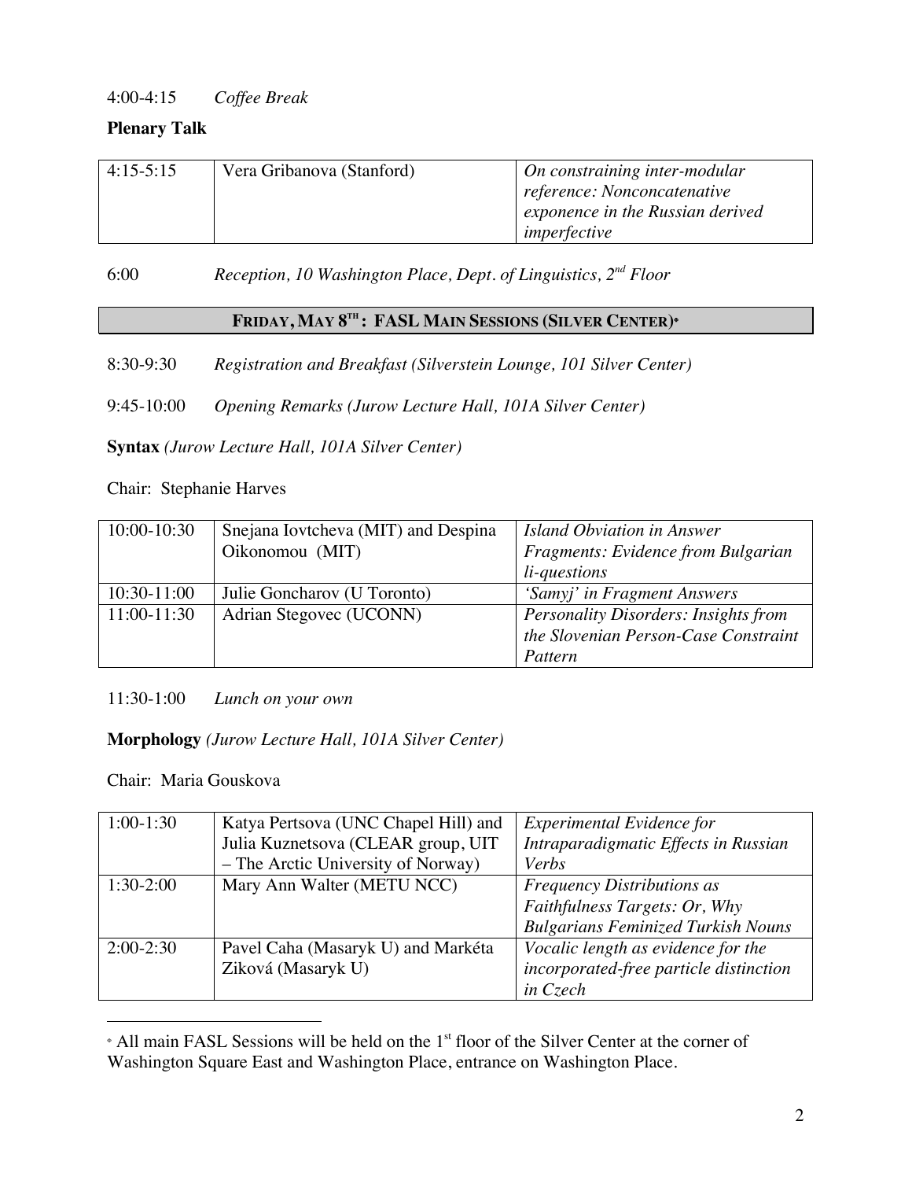4:00-4:15 *Coffee Break*

**Plenary Talk**

| | | |
|---|---|---|
| 4:15-5:15 | Vera Gribanova (Stanford) | *On constraining inter-modular reference: Nonconcatenative exponence in the Russian derived imperfective* |

6:00 *Reception, 10 Washington Place, Dept. of Linguistics, 2nd Floor*

## FRIDAY, MAY 8TH: FASL MAIN SESSIONS (SILVER CENTER)*

8:30-9:30 *Registration and Breakfast (Silverstein Lounge, 101 Silver Center)*

9:45-10:00 *Opening Remarks (Jurow Lecture Hall, 101A Silver Center)*

**Syntax** *(Jurow Lecture Hall, 101A Silver Center)*

Chair: Stephanie Harves

| | | |
|---|---|---|
| 10:00-10:30 | Snejana Iovtcheva (MIT) and Despina Oikonomou (MIT) | *Island Obviation in Answer Fragments: Evidence from Bulgarian li-questions* |
| 10:30-11:00 | Julie Goncharov (U Toronto) | *'Samyj' in Fragment Answers* |
| 11:00-11:30 | Adrian Stegovec (UCONN) | *Personality Disorders: Insights from the Slovenian Person-Case Constraint Pattern* |

11:30-1:00 *Lunch on your own*

**Morphology** *(Jurow Lecture Hall, 101A Silver Center)*

Chair: Maria Gouskova

| | | |
|---|---|---|
| 1:00-1:30 | Katya Pertsova (UNC Chapel Hill) and Julia Kuznetsova (CLEAR group, UIT – The Arctic University of Norway) | *Experimental Evidence for Intraparadigmatic Effects in Russian Verbs* |
| 1:30-2:00 | Mary Ann Walter (METU NCC) | *Frequency Distributions as Faithfulness Targets: Or, Why Bulgarians Feminized Turkish Nouns* |
| 2:00-2:30 | Pavel Caha (Masaryk U) and Markéta Ziková (Masaryk U) | *Vocalic length as evidence for the incorporated-free particle distinction in Czech* |

* All main FASL Sessions will be held on the 1st floor of the Silver Center at the corner of Washington Square East and Washington Place, entrance on Washington Place.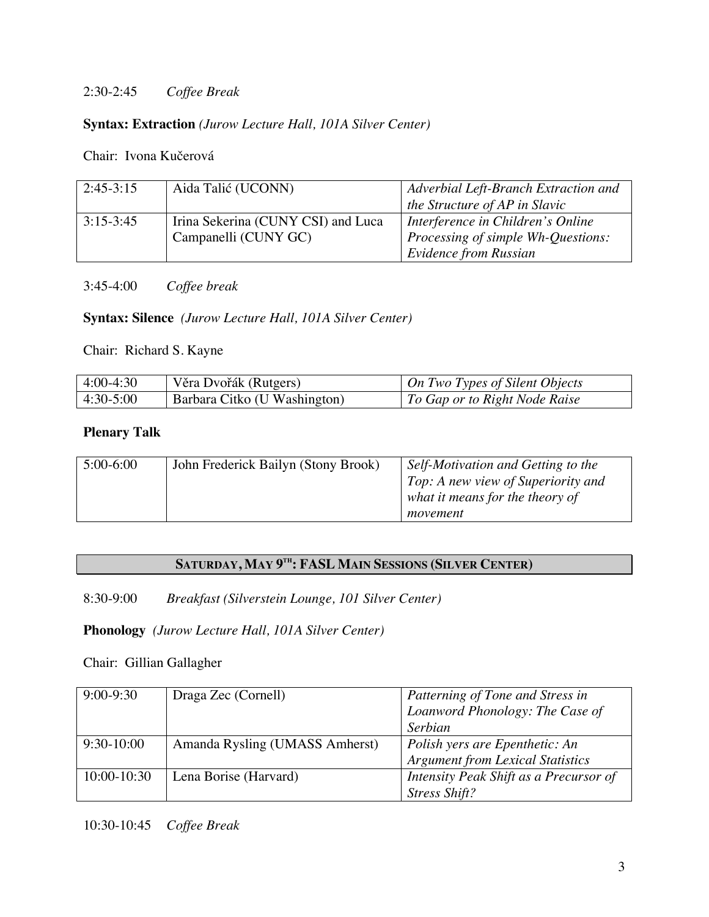2:30-2:45 *Coffee Break*

**Syntax: Extraction** *(Jurow Lecture Hall, 101A Silver Center)*

Chair: Ivona Kučerová

| | | |
|---|---|---|
| 2:45-3:15 | Aida Talić (UCONN) | *Adverbial Left-Branch Extraction and the Structure of AP in Slavic* |
| 3:15-3:45 | Irina Sekerina (CUNY CSI) and Luca Campanelli (CUNY GC) | *Interference in Children's Online Processing of simple Wh-Questions: Evidence from Russian* |

3:45-4:00 *Coffee break*

**Syntax: Silence** *(Jurow Lecture Hall, 101A Silver Center)*

Chair: Richard S. Kayne

| | | |
|---|---|---|
| 4:00-4:30 | Věra Dvořák (Rutgers) | *On Two Types of Silent Objects* |
| 4:30-5:00 | Barbara Citko (U Washington) | *To Gap or to Right Node Raise* |

**Plenary Talk**

| | | |
|---|---|---|
| 5:00-6:00 | John Frederick Bailyn (Stony Brook) | *Self-Motivation and Getting to the Top: A new view of Superiority and what it means for the theory of movement* |

## SATURDAY, MAY 9TH: FASL MAIN SESSIONS (SILVER CENTER)

8:30-9:00 *Breakfast (Silverstein Lounge, 101 Silver Center)*

**Phonology** *(Jurow Lecture Hall, 101A Silver Center)*

Chair: Gillian Gallagher

| | | |
|---|---|---|
| 9:00-9:30 | Draga Zec (Cornell) | *Patterning of Tone and Stress in Loanword Phonology: The Case of Serbian* |
| 9:30-10:00 | Amanda Rysling (UMASS Amherst) | *Polish yers are Epenthetic: An Argument from Lexical Statistics* |
| 10:00-10:30 | Lena Borise (Harvard) | *Intensity Peak Shift as a Precursor of Stress Shift?* |

10:30-10:45 *Coffee Break*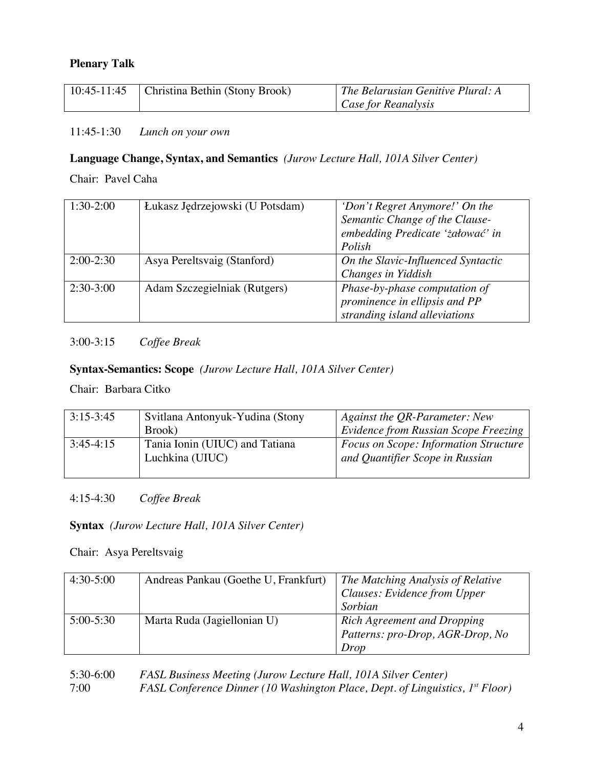**Plenary Talk**

| | | |
|---|---|---|
| 10:45-11:45 | Christina Bethin (Stony Brook) | *The Belarusian Genitive Plural: A Case for Reanalysis* |

11:45-1:30 *Lunch on your own*

**Language Change, Syntax, and Semantics** *(Jurow Lecture Hall, 101A Silver Center)*

Chair: Pavel Caha

| | | |
|---|---|---|
| 1:30-2:00 | Łukasz Jędrzejowski (U Potsdam) | *'Don't Regret Anymore!' On the Semantic Change of the Clause-embedding Predicate 'żałować' in Polish* |
| 2:00-2:30 | Asya Pereltsvaig (Stanford) | *On the Slavic-Influenced Syntactic Changes in Yiddish* |
| 2:30-3:00 | Adam Szczegielniak (Rutgers) | *Phase-by-phase computation of prominence in ellipsis and PP stranding island alleviations* |

3:00-3:15 *Coffee Break*

**Syntax-Semantics: Scope** *(Jurow Lecture Hall, 101A Silver Center)*

Chair: Barbara Citko

| | | |
|---|---|---|
| 3:15-3:45 | Svitlana Antonyuk-Yudina (Stony Brook) | *Against the QR-Parameter: New Evidence from Russian Scope Freezing* |
| 3:45-4:15 | Tania Ionin (UIUC) and Tatiana Luchkina (UIUC) | *Focus on Scope: Information Structure and Quantifier Scope in Russian* |

4:15-4:30 *Coffee Break*

**Syntax** *(Jurow Lecture Hall, 101A Silver Center)*

Chair: Asya Pereltsvaig

| | | |
|---|---|---|
| 4:30-5:00 | Andreas Pankau (Goethe U, Frankfurt) | *The Matching Analysis of Relative Clauses: Evidence from Upper Sorbian* |
| 5:00-5:30 | Marta Ruda (Jagiellonian U) | *Rich Agreement and Dropping Patterns: pro-Drop, AGR-Drop, No Drop* |

5:30-6:00 *FASL Business Meeting (Jurow Lecture Hall, 101A Silver Center)*
7:00 *FASL Conference Dinner (10 Washington Place, Dept. of Linguistics, 1st Floor)*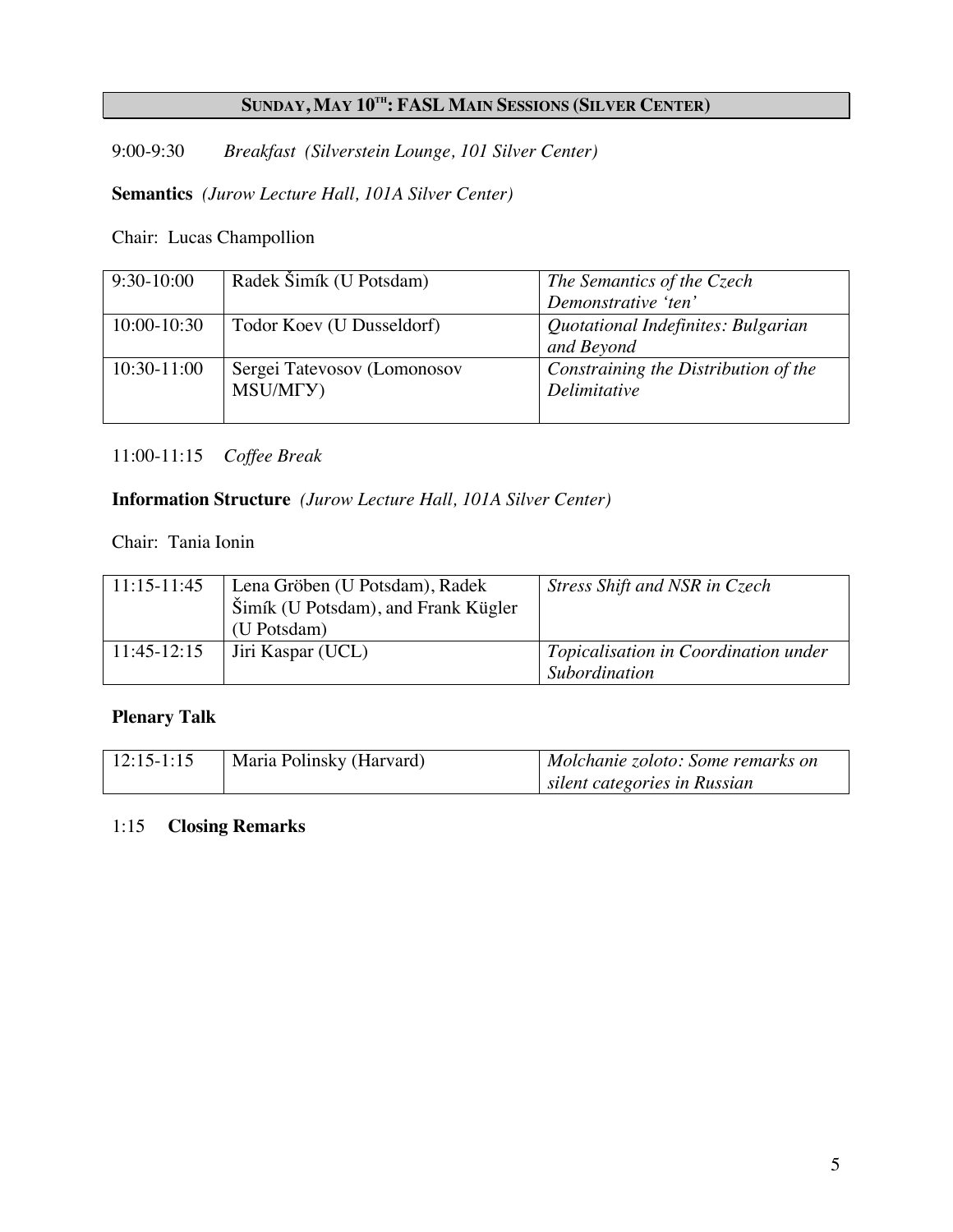## SUNDAY, MAY 10TH: FASL MAIN SESSIONS (SILVER CENTER)

9:00-9:30 *Breakfast (Silverstein Lounge, 101 Silver Center)*

**Semantics** *(Jurow Lecture Hall, 101A Silver Center)*

Chair: Lucas Champollion

| | | |
|---|---|---|
| 9:30-10:00 | Radek Šimík (U Potsdam) | *The Semantics of the Czech Demonstrative 'ten'* |
| 10:00-10:30 | Todor Koev (U Dusseldorf) | *Quotational Indefinites: Bulgarian and Beyond* |
| 10:30-11:00 | Sergei Tatevosov (Lomonosov MSU/МГУ) | *Constraining the Distribution of the Delimitative* |

11:00-11:15 *Coffee Break*

**Information Structure** *(Jurow Lecture Hall, 101A Silver Center)*

Chair: Tania Ionin

| | | |
|---|---|---|
| 11:15-11:45 | Lena Gröben (U Potsdam), Radek Šimík (U Potsdam), and Frank Kügler (U Potsdam) | *Stress Shift and NSR in Czech* |
| 11:45-12:15 | Jiri Kaspar (UCL) | *Topicalisation in Coordination under Subordination* |

**Plenary Talk**

| | | |
|---|---|---|
| 12:15-1:15 | Maria Polinsky (Harvard) | *Molchanie zoloto: Some remarks on silent categories in Russian* |

1:15 **Closing Remarks**